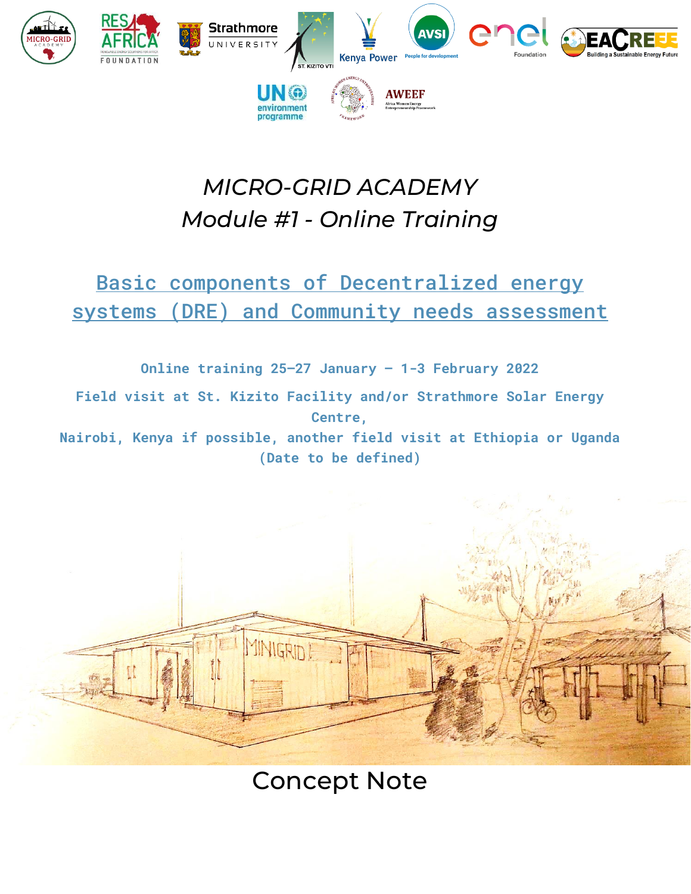# *MICRO-GRID ACADEMY*
# *Module #1 - Online Training*

## Basic components of Decentralized energy systems (DRE) and Community needs assessment

**Online training 25–27 January – 1-3 February 2022**

**Field visit at St. Kizito Facility and/or Strathmore Solar Energy Centre,**
**Nairobi, Kenya if possible, another field visit at Ethiopia or Uganda**
**(Date to be defined)**

Concept Note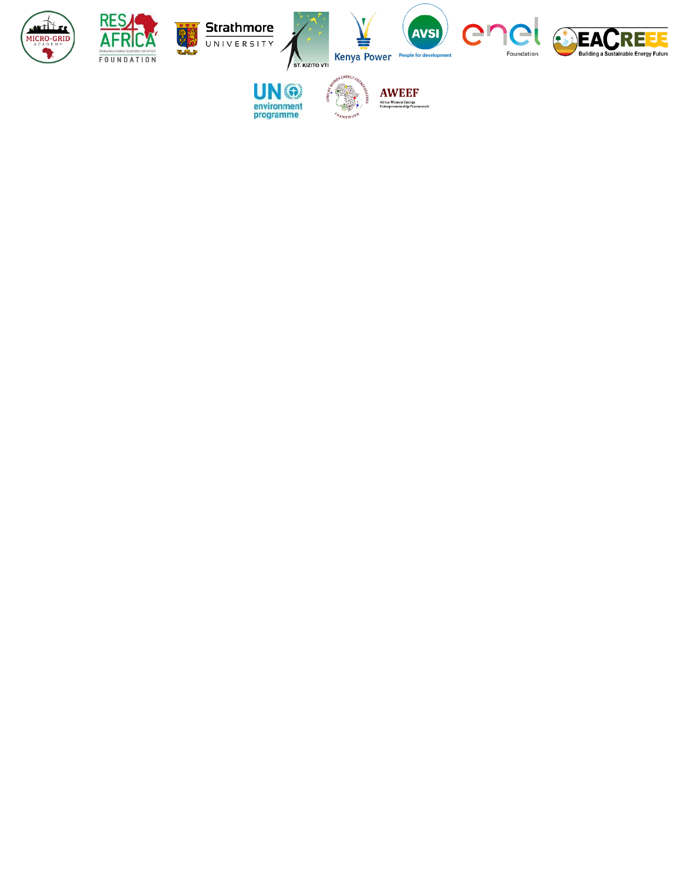MICRO-GRID ACADEMY

RES4AFRICA FOUNDATION

Strathmore UNIVERSITY

ST. KIZITO VTI

Kenya Power

AVSI People for development

enel Foundation

EACREEE Building a Sustainable Energy Future

UN environment programme

AWEEF Africa Women Energy Entrepreneurship Framework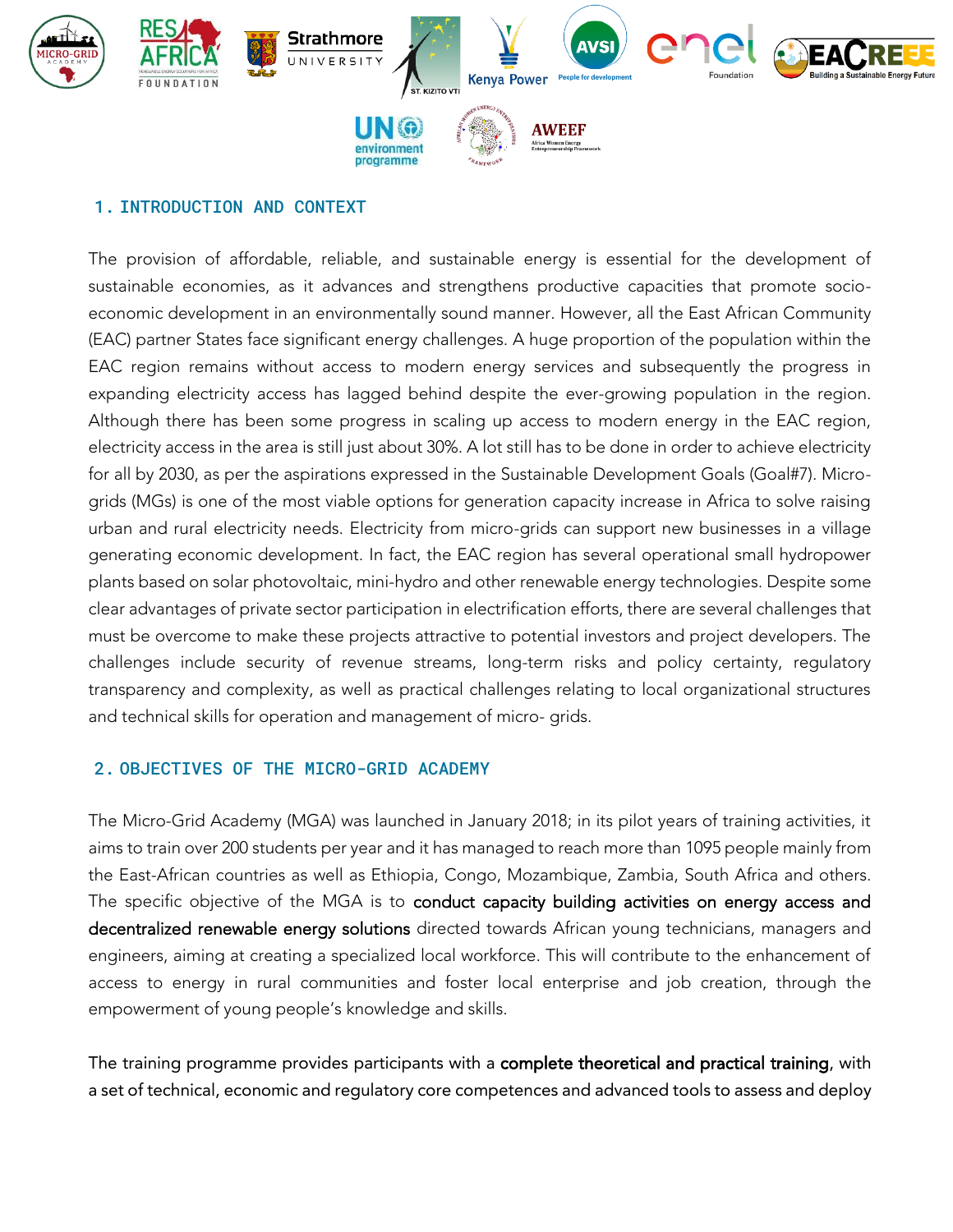## 1. INTRODUCTION AND CONTEXT

The provision of affordable, reliable, and sustainable energy is essential for the development of sustainable economies, as it advances and strengthens productive capacities that promote socio-economic development in an environmentally sound manner. However, all the East African Community (EAC) partner States face significant energy challenges. A huge proportion of the population within the EAC region remains without access to modern energy services and subsequently the progress in expanding electricity access has lagged behind despite the ever-growing population in the region. Although there has been some progress in scaling up access to modern energy in the EAC region, electricity access in the area is still just about 30%. A lot still has to be done in order to achieve electricity for all by 2030, as per the aspirations expressed in the Sustainable Development Goals (Goal#7). Micro-grids (MGs) is one of the most viable options for generation capacity increase in Africa to solve raising urban and rural electricity needs. Electricity from micro-grids can support new businesses in a village generating economic development. In fact, the EAC region has several operational small hydropower plants based on solar photovoltaic, mini-hydro and other renewable energy technologies. Despite some clear advantages of private sector participation in electrification efforts, there are several challenges that must be overcome to make these projects attractive to potential investors and project developers. The challenges include security of revenue streams, long-term risks and policy certainty, regulatory transparency and complexity, as well as practical challenges relating to local organizational structures and technical skills for operation and management of micro- grids.

## 2. OBJECTIVES OF THE MICRO-GRID ACADEMY

The Micro-Grid Academy (MGA) was launched in January 2018; in its pilot years of training activities, it aims to train over 200 students per year and it has managed to reach more than 1095 people mainly from the East-African countries as well as Ethiopia, Congo, Mozambique, Zambia, South Africa and others. The specific objective of the MGA is to **conduct capacity building activities on energy access and decentralized renewable energy solutions** directed towards African young technicians, managers and engineers, aiming at creating a specialized local workforce. This will contribute to the enhancement of access to energy in rural communities and foster local enterprise and job creation, through the empowerment of young people's knowledge and skills.

The training programme provides participants with a **complete theoretical and practical training**, with a set of technical, economic and regulatory core competences and advanced tools to assess and deploy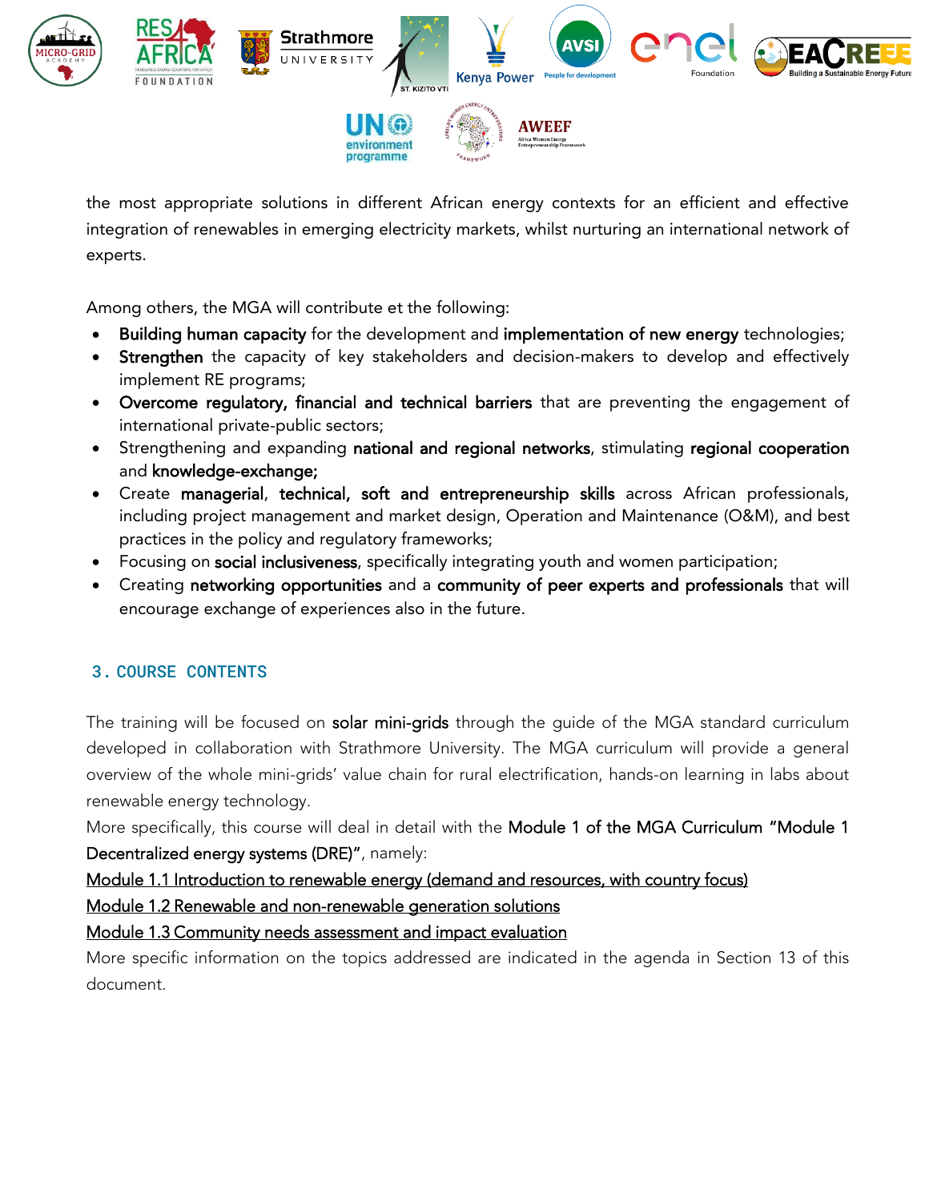the most appropriate solutions in different African energy contexts for an efficient and effective integration of renewables in emerging electricity markets, whilst nurturing an international network of experts.

Among others, the MGA will contribute et the following:

- **Building human capacity** for the development and **implementation of new energy** technologies;
- **Strengthen** the capacity of key stakeholders and decision-makers to develop and effectively implement RE programs;
- **Overcome regulatory, financial and technical barriers** that are preventing the engagement of international private-public sectors;
- Strengthening and expanding **national and regional networks**, stimulating **regional cooperation** and **knowledge-exchange;**
- Create **managerial**, **technical, soft and entrepreneurship skills** across African professionals, including project management and market design, Operation and Maintenance (O&M), and best practices in the policy and regulatory frameworks;
- Focusing on **social inclusiveness**, specifically integrating youth and women participation;
- Creating **networking opportunities** and a **community of peer experts and professionals** that will encourage exchange of experiences also in the future.

## 3. COURSE CONTENTS

The training will be focused on **solar mini-grids** through the guide of the MGA standard curriculum developed in collaboration with Strathmore University. The MGA curriculum will provide a general overview of the whole mini-grids' value chain for rural electrification, hands-on learning in labs about renewable energy technology.

More specifically, this course will deal in detail with the **Module 1 of the MGA Curriculum "Module 1 Decentralized energy systems (DRE)"**, namely:

<u>Module 1.1 Introduction to renewable energy (demand and resources, with country focus)</u>

<u>Module 1.2 Renewable and non-renewable generation solutions</u>

<u>Module 1.3 Community needs assessment and impact evaluation</u>

More specific information on the topics addressed are indicated in the agenda in Section 13 of this document.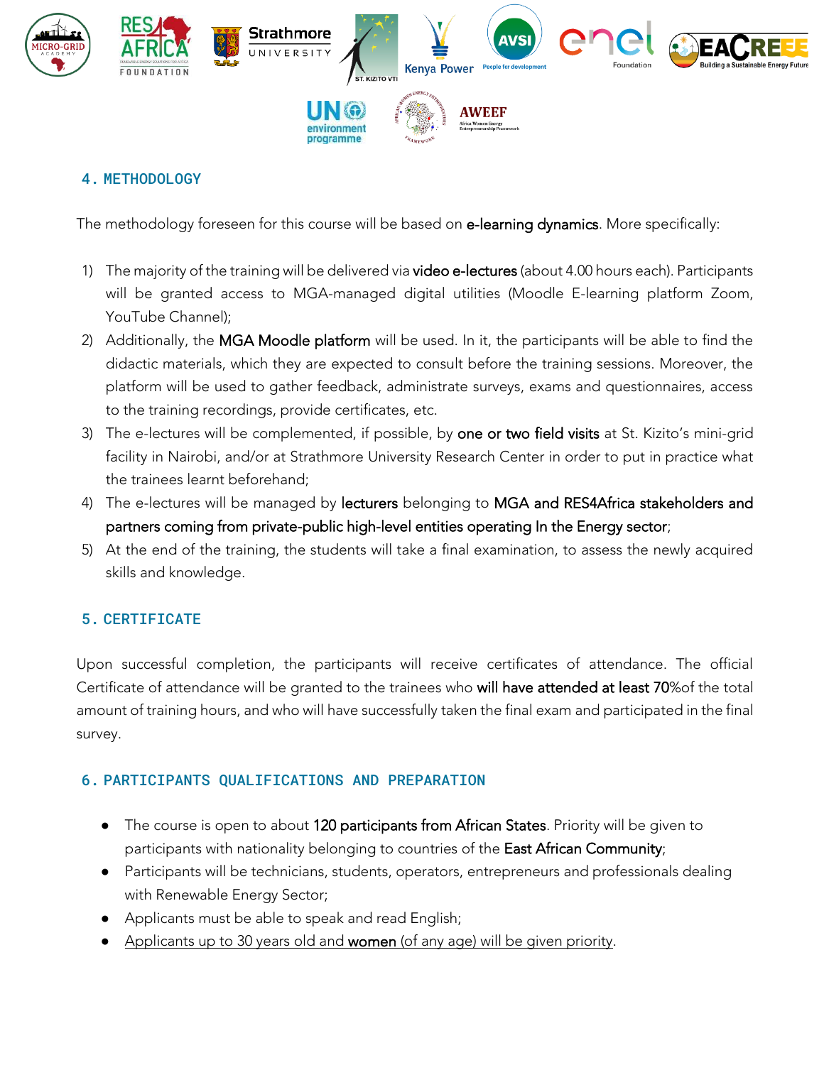## 4. METHODOLOGY

The methodology foreseen for this course will be based on **e-learning dynamics**. More specifically:

1) The majority of the training will be delivered via **video e-lectures** (about 4.00 hours each). Participants will be granted access to MGA-managed digital utilities (Moodle E-learning platform Zoom, YouTube Channel);
2) Additionally, the **MGA Moodle platform** will be used. In it, the participants will be able to find the didactic materials, which they are expected to consult before the training sessions. Moreover, the platform will be used to gather feedback, administrate surveys, exams and questionnaires, access to the training recordings, provide certificates, etc.
3) The e-lectures will be complemented, if possible, by **one or two field visits** at St. Kizito's mini-grid facility in Nairobi, and/or at Strathmore University Research Center in order to put in practice what the trainees learnt beforehand;
4) The e-lectures will be managed by **lecturers** belonging to **MGA and RES4Africa stakeholders and partners coming from private-public high-level entities operating In the Energy sector**;
5) At the end of the training, the students will take a final examination, to assess the newly acquired skills and knowledge.

## 5. CERTIFICATE

Upon successful completion, the participants will receive certificates of attendance. The official Certificate of attendance will be granted to the trainees who **will have attended at least 70%** of the total amount of training hours, and who will have successfully taken the final exam and participated in the final survey.

## 6. PARTICIPANTS QUALIFICATIONS AND PREPARATION

- The course is open to about **120 participants from African States**. Priority will be given to participants with nationality belonging to countries of the **East African Community**;
- Participants will be technicians, students, operators, entrepreneurs and professionals dealing with Renewable Energy Sector;
- Applicants must be able to speak and read English;
- Applicants up to 30 years old and **women** (of any age) will be given priority.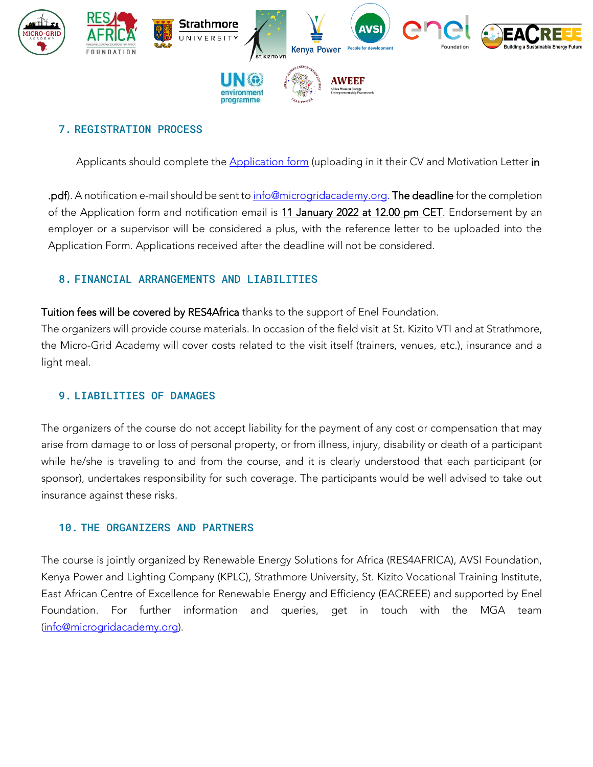## 7. REGISTRATION PROCESS

Applicants should complete the Application form (uploading in it their CV and Motivation Letter in .pdf). A notification e-mail should be sent to info@microgridacademy.org. The deadline for the completion of the Application form and notification email is 11 January 2022 at 12.00 pm CET. Endorsement by an employer or a supervisor will be considered a plus, with the reference letter to be uploaded into the Application Form. Applications received after the deadline will not be considered.

## 8. FINANCIAL ARRANGEMENTS AND LIABILITIES

Tuition fees will be covered by RES4Africa thanks to the support of Enel Foundation.
The organizers will provide course materials. In occasion of the field visit at St. Kizito VTI and at Strathmore, the Micro-Grid Academy will cover costs related to the visit itself (trainers, venues, etc.), insurance and a light meal.

## 9. LIABILITIES OF DAMAGES

The organizers of the course do not accept liability for the payment of any cost or compensation that may arise from damage to or loss of personal property, or from illness, injury, disability or death of a participant while he/she is traveling to and from the course, and it is clearly understood that each participant (or sponsor), undertakes responsibility for such coverage. The participants would be well advised to take out insurance against these risks.

## 10. THE ORGANIZERS AND PARTNERS

The course is jointly organized by Renewable Energy Solutions for Africa (RES4AFRICA), AVSI Foundation, Kenya Power and Lighting Company (KPLC), Strathmore University, St. Kizito Vocational Training Institute, East African Centre of Excellence for Renewable Energy and Efficiency (EACREEE) and supported by Enel Foundation. For further information and queries, get in touch with the MGA team (info@microgridacademy.org).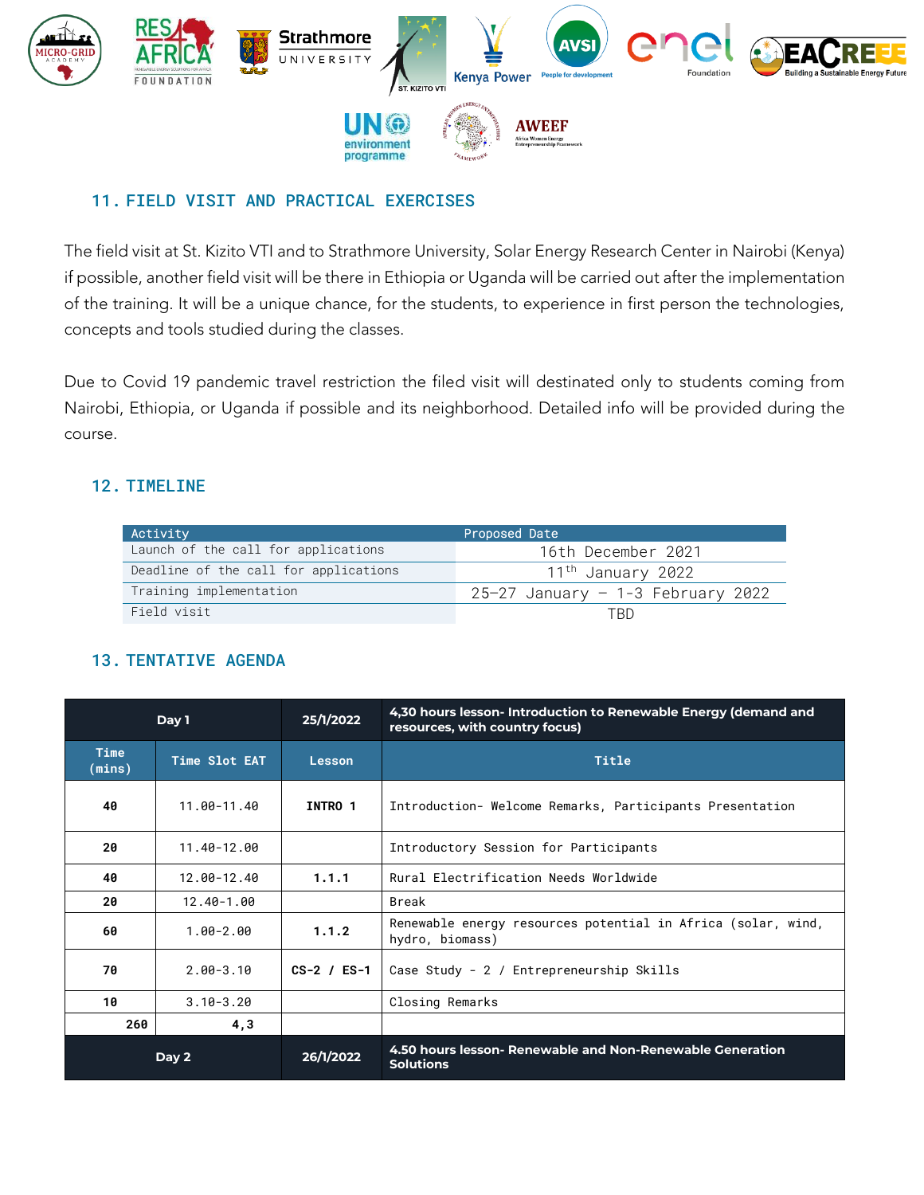## 11. FIELD VISIT AND PRACTICAL EXERCISES

The field visit at St. Kizito VTI and to Strathmore University, Solar Energy Research Center in Nairobi (Kenya) if possible, another field visit will be there in Ethiopia or Uganda will be carried out after the implementation of the training. It will be a unique chance, for the students, to experience in first person the technologies, concepts and tools studied during the classes.

Due to Covid 19 pandemic travel restriction the filed visit will destinated only to students coming from Nairobi, Ethiopia, or Uganda if possible and its neighborhood. Detailed info will be provided during the course.

## 12. TIMELINE

| Activity | Proposed Date |
|---|---|
| Launch of the call for applications | 16th December 2021 |
| Deadline of the call for applications | 11th January 2022 |
| Training implementation | 25-27 January – 1-3 February 2022 |
| Field visit | TBD |

## 13. TENTATIVE AGENDA

| Day 1 | | 25/1/2022 | 4,30 hours lesson- Introduction to Renewable Energy (demand and resources, with country focus) |
|---|---|---|---|
| **Time (mins)** | **Time Slot EAT** | **Lesson** | **Title** |
| **40** | 11.00-11.40 | **INTRO 1** | Introduction- Welcome Remarks, Participants Presentation |
| **20** | 11.40-12.00 | | Introductory Session for Participants |
| **40** | 12.00-12.40 | **1.1.1** | Rural Electrification Needs Worldwide |
| **20** | 12.40-1.00 | | Break |
| **60** | 1.00-2.00 | **1.1.2** | Renewable energy resources potential in Africa (solar, wind, hydro, biomass) |
| **70** | 2.00-3.10 | **CS-2 / ES-1** | Case Study - 2 / Entrepreneurship Skills |
| **10** | 3.10-3.20 | | Closing Remarks |
| **260** | **4,3** | | |
| **Day 2** | | **26/1/2022** | **4.50 hours lesson- Renewable and Non-Renewable Generation Solutions** |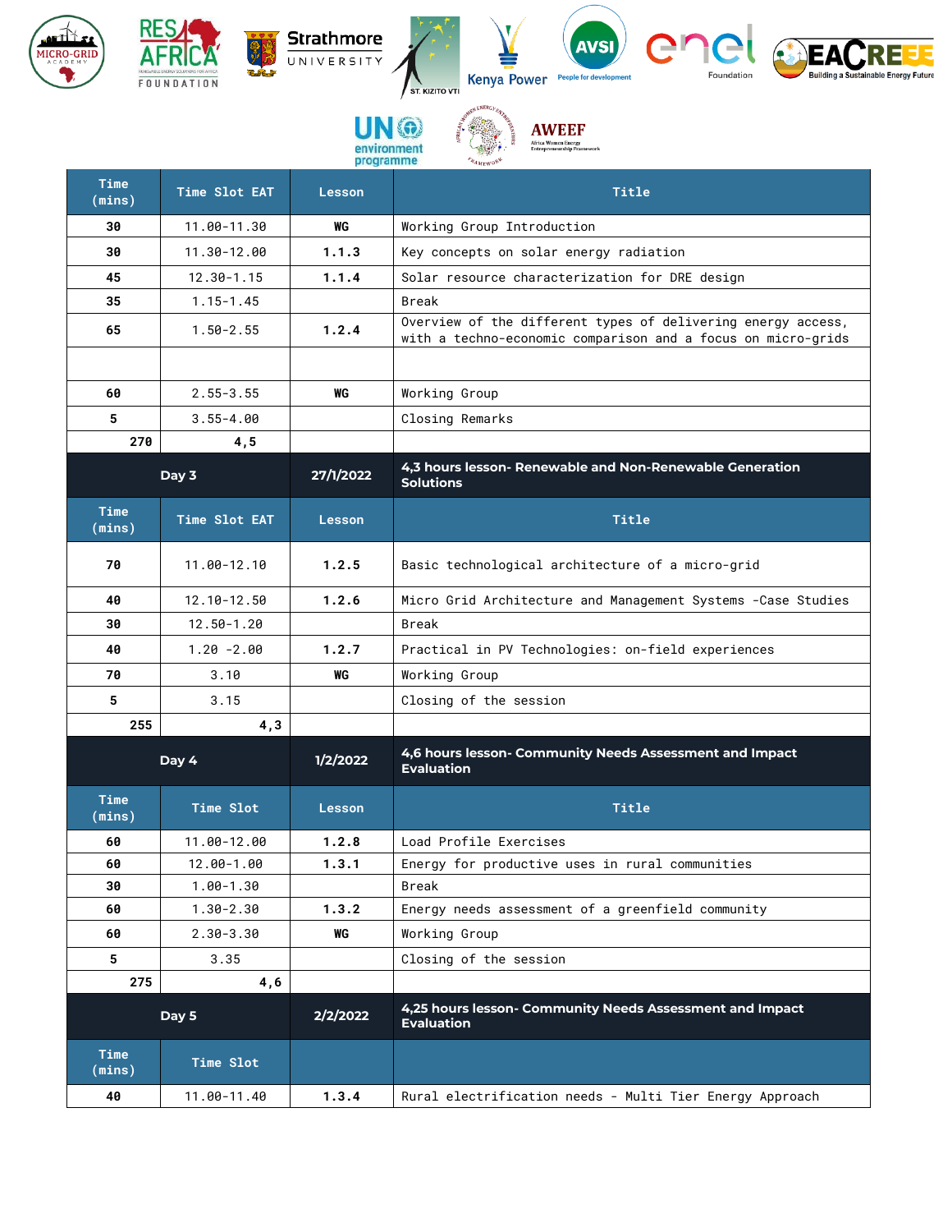| Time (mins) | Time Slot EAT | Lesson | Title |
|---|---|---|---|
| 30 | 11.00-11.30 | WG | Working Group Introduction |
| 30 | 11.30-12.00 | 1.1.3 | Key concepts on solar energy radiation |
| 45 | 12.30-1.15 | 1.1.4 | Solar resource characterization for DRE design |
| 35 | 1.15-1.45 | | Break |
| 65 | 1.50-2.55 | 1.2.4 | Overview of the different types of delivering energy access, with a techno-economic comparison and a focus on micro-grids |
| | | | |
| 60 | 2.55-3.55 | WG | Working Group |
| 5 | 3.55-4.00 | | Closing Remarks |
| 270 | 4,5 | | |
| **Day 3** | | **27/1/2022** | **4,3 hours lesson- Renewable and Non-Renewable Generation Solutions** |
| **Time (mins)** | **Time Slot EAT** | **Lesson** | **Title** |
| 70 | 11.00-12.10 | 1.2.5 | Basic technological architecture of a micro-grid |
| 40 | 12.10-12.50 | 1.2.6 | Micro Grid Architecture and Management Systems -Case Studies |
| 30 | 12.50-1.20 | | Break |
| 40 | 1.20 -2.00 | 1.2.7 | Practical in PV Technologies: on-field experiences |
| 70 | 3.10 | WG | Working Group |
| 5 | 3.15 | | Closing of the session |
| 255 | 4,3 | | |
| **Day 4** | | **1/2/2022** | **4,6 hours lesson- Community Needs Assessment and Impact Evaluation** |
| **Time (mins)** | **Time Slot** | **Lesson** | **Title** |
| 60 | 11.00-12.00 | 1.2.8 | Load Profile Exercises |
| 60 | 12.00-1.00 | 1.3.1 | Energy for productive uses in rural communities |
| 30 | 1.00-1.30 | | Break |
| 60 | 1.30-2.30 | 1.3.2 | Energy needs assessment of a greenfield community |
| 60 | 2.30-3.30 | WG | Working Group |
| 5 | 3.35 | | Closing of the session |
| 275 | 4,6 | | |
| **Day 5** | | **2/2/2022** | **4,25 hours lesson- Community Needs Assessment and Impact Evaluation** |
| **Time (mins)** | **Time Slot** | | |
| 40 | 11.00-11.40 | 1.3.4 | Rural electrification needs - Multi Tier Energy Approach |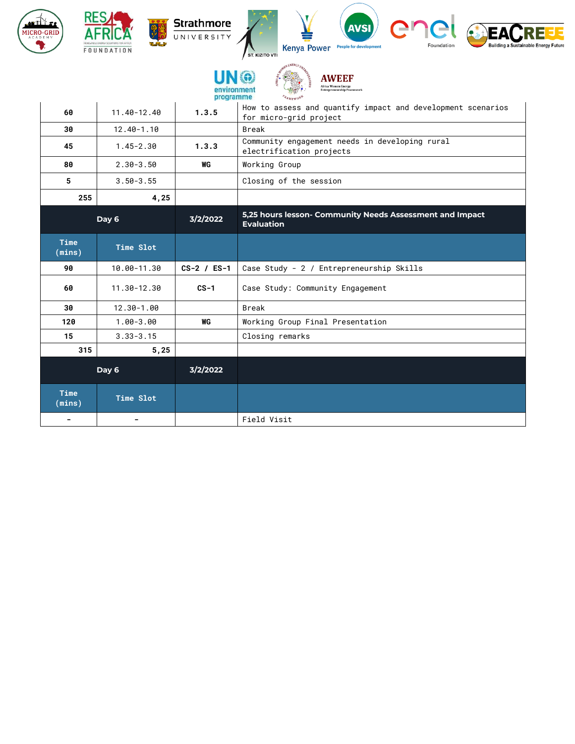| | | | |
|---|---|---|---|
| **60** | 11.40-12.40 | **1.3.5** | How to assess and quantify impact and development scenarios for micro-grid project |
| **30** | 12.40-1.10 | | Break |
| **45** | 1.45-2.30 | **1.3.3** | Community engagement needs in developing rural electrification projects |
| **80** | 2.30-3.50 | **WG** | Working Group |
| **5** | 3.50-3.55 | | Closing of the session |
| **255** | **4,25** | | |
| **Day 6** | | **3/2/2022** | **5,25 hours lesson- Community Needs Assessment and Impact Evaluation** |
| **Time (mins)** | **Time Slot** | | |
| **90** | 10.00-11.30 | **CS-2 / ES-1** | Case Study - 2 / Entrepreneurship Skills |
| **60** | 11.30-12.30 | **CS-1** | Case Study: Community Engagement |
| **30** | 12.30-1.00 | | Break |
| **120** | 1.00-3.00 | **WG** | Working Group Final Presentation |
| **15** | 3.33-3.15 | | Closing remarks |
| **315** | **5,25** | | |
| **Day 6** | | **3/2/2022** | |
| **Time (mins)** | **Time Slot** | | |
| - | - | | Field Visit |